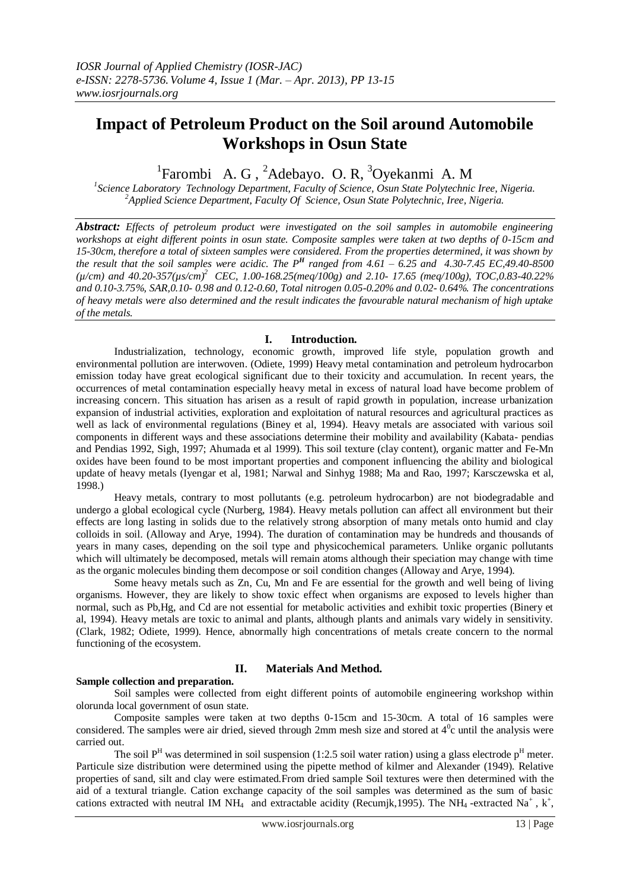# Impact of Petroleum Product on the Soil around Automobile Workshops in Osun State

[1]Farombi A. G , [2]Adebayo. O. R, [3]Oyekanmi A. M

[1]*Science Laboratory Technology Department, Faculty of Science, Osun State Polytechnic Iree, Nigeria.*
[2]*Applied Science Department, Faculty Of Science, Osun State Polytechnic, Iree, Nigeria.*

***Abstract:*** *Effects of petroleum product were investigated on the soil samples in automobile engineering workshops at eight different points in osun state. Composite samples were taken at two depths of 0-15cm and 15-30cm, therefore a total of sixteen samples were considered. From the properties determined, it was shown by the result that the soil samples were acidic. The* $P^H$ *ranged from 4.61 – 6.25 and 4.30-7.45 EC,49.40-8500 (µ/cm) and 40.20-357(µs/cm)*$^2$ *CEC, 1.00-168.25(meq/100g) and 2.10- 17.65 (meq/100g), TOC,0.83-40.22% and 0.10-3.75%, SAR,0.10- 0.98 and 0.12-0.60, Total nitrogen 0.05-0.20% and 0.02- 0.64%. The concentrations of heavy metals were also determined and the result indicates the favourable natural mechanism of high uptake of the metals.*

## I. Introduction.

Industrialization, technology, economic growth, improved life style, population growth and environmental pollution are interwoven. (Odiete, 1999) Heavy metal contamination and petroleum hydrocarbon emission today have great ecological significant due to their toxicity and accumulation. In recent years, the occurrences of metal contamination especially heavy metal in excess of natural load have become problem of increasing concern. This situation has arisen as a result of rapid growth in population, increase urbanization expansion of industrial activities, exploration and exploitation of natural resources and agricultural practices as well as lack of environmental regulations (Biney et al, 1994). Heavy metals are associated with various soil components in different ways and these associations determine their mobility and availability (Kabata- pendias and Pendias 1992, Sigh, 1997; Ahumada et al 1999). This soil texture (clay content), organic matter and Fe-Mn oxides have been found to be most important properties and component influencing the ability and biological update of heavy metals (Iyengar et al, 1981; Narwal and Sinhyg 1988; Ma and Rao, 1997; Karsczewska et al, 1998.)

Heavy metals, contrary to most pollutants (e.g. petroleum hydrocarbon) are not biodegradable and undergo a global ecological cycle (Nurberg, 1984). Heavy metals pollution can affect all environment but their effects are long lasting in solids due to the relatively strong absorption of many metals onto humid and clay colloids in soil. (Alloway and Arye, 1994). The duration of contamination may be hundreds and thousands of years in many cases, depending on the soil type and physicochemical parameters. Unlike organic pollutants which will ultimately be decomposed, metals will remain atoms although their speciation may change with time as the organic molecules binding them decompose or soil condition changes (Alloway and Arye, 1994).

Some heavy metals such as Zn, Cu, Mn and Fe are essential for the growth and well being of living organisms. However, they are likely to show toxic effect when organisms are exposed to levels higher than normal, such as Pb,Hg, and Cd are not essential for metabolic activities and exhibit toxic properties (Binery et al, 1994). Heavy metals are toxic to animal and plants, although plants and animals vary widely in sensitivity. (Clark, 1982; Odiete, 1999). Hence, abnormally high concentrations of metals create concern to the normal functioning of the ecosystem.

## II. Materials And Method.

**Sample collection and preparation.**

Soil samples were collected from eight different points of automobile engineering workshop within olorunda local government of osun state.

Composite samples were taken at two depths 0-15cm and 15-30cm. A total of 16 samples were considered. The samples were air dried, sieved through 2mm mesh size and stored at $4^0$c until the analysis were carried out.

The soil $P^H$ was determined in soil suspension (1:2.5 soil water ration) using a glass electrode $p^H$ meter. Particule size distribution were determined using the pipette method of kilmer and Alexander (1949). Relative properties of sand, silt and clay were estimated.From dried sample Soil textures were then determined with the aid of a textural triangle. Cation exchange capacity of the soil samples was determined as the sum of basic cations extracted with neutral IM $NH_4$ and extractable acidity (Recumjk,1995). The $NH_4$ -extracted $Na^+$ , $k^+$,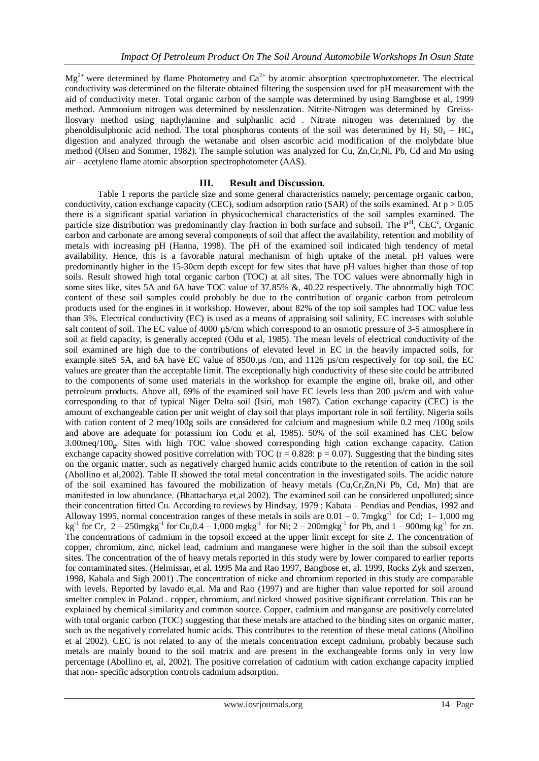$Mg^{2+}$ were determined by flame Photometry and $Ca^{2+}$ by atomic absorption spectrophotometer. The electrical conductivity was determined on the filterate obtained filtering the suspension used for pH measurement with the aid of conductivity meter. Total organic carbon of the sample was determined by using Bamgbose et al, 1999 method. Ammonium nitrogen was determined by nesslenzation. Nitrite-Nitrogen was determined by Greiss-llosvary method using napthylamine and sulphanlic acid . Nitrate nitrogen was determined by the phenoldisulphonic acid nethod. The total phosphorus contents of the soil was determined by $H_2 S0_4 – HC_4$ digestion and analyzed through the wetanabe and olsen ascorbic acid modification of the molybdate blue method (Olsen and Sommer, 1982). The sample solution was analyzed for Cu, Zn,Cr,Ni, Pb, Cd and Mn using air – acetylene flame atomic absorption spectrophotometer (AAS).

## III. Result and Discussion.

Table 1 reports the particle size and some general characteristics namely; percentage organic carbon, conductivity, cation exchange capacity (CEC), sodium adsorption ratio (SAR) of the soils examined. At $p > 0.05$ there is a significant spatial variation in physicochemical characteristics of the soil samples examined. The particle size distribution was predominantly clay fraction in both surface and subsoil. The $P^H$, $CEC^c$, Organic carbon and carbonate are among several components of soil that affect the availability, retention and mobility of metals with increasing pH (Hanna, 1998). The pH of the examined soil indicated high tendency of metal availability. Hence, this is a favorable natural mechanism of high uptake of the metal. pH values were predominantly higher in the 15-30cm depth except for few sites that have pH values higher than those of top soils. Result showed high total organic carbon (TOC) at all sites. The TOC values were abnormally high in some sites like, sites 5A and 6A have TOC value of 37.85% &, 40.22 respectively. The abnormally high TOC content of these soil samples could probably be due to the contribution of organic carbon from petroleum products used for the engines in it workshop. However, about 82% of the top soil samples had TOC value less than 3%. Electrical conductivity (EC) is used as a means of appraising soil salinity, EC increases with soluble salt content of soil. The EC value of 4000 µS/cm which correspond to an osmotic pressure of 3-5 atmosphere in soil at field capacity, is generally accepted (Odu et al, 1985). The mean levels of electrical conductivity of the soil examined are high due to the contributions of elevated level in EC in the heavily impacted soils, for example siteS 5A, and 6A have EC value of 8500.µs /cm, and 1126 µs/cm respectively for top soil, the EC values are greater than the acceptable limit. The exceptionally high conductivity of these site could be attributed to the components of some used materials in the workshop for example the engine oil, brake oil, and other petroleum products. Above all, 69% of the examined soil have EC levels less than 200 µs/cm and with value corresponding to that of typical Niger Delta soil (Isiri, mah 1987). Cation exchange capacity (CEC) is the amount of exchangeable cation per unit weight of clay soil that plays important role in soil fertility. Nigeria soils with cation content of 2 meq/100g soils are considered for calcium and magnesium while 0.2 meq /100g soils and above are adequate for potassium ion Codu et al, 1985). 50% of the soil examined has CEC below $3.00meq/100_g$. Sites with high TOC value showed corresponding high cation exchange capacity. Cation exchange capacity showed positive correlation with TOC ($r = 0.828$: $p = 0.07$). Suggesting that the binding sites on the organic matter, such as negatively charged humic acids contribute to the retention of cation in the soil (Abollino et al,2002). Table II showed the total metal concentration in the investigated soils. The acidic nature of the soil examined has favoured the mobilization of heavy metals (Cu,Cr,Zn,Ni Pb, Cd, Mn) that are manifested in low abundance. (Bhattacharya et,al 2002). The examined soil can be considered unpolluted; since their concentration fitted Cu. According to reviews by Hindsay, 1979 ; Kabata – Pendias and Pendias, 1992 and Alloway 1995, normal concentration ranges of these metals in soils are 0.01 – 0. 7mg$kg^{-1}$ for Cd; 1– 1,000 mg $kg^{-1}$ for Cr, 2 – 250mg$kg^{-1}$ for Cu,0.4 – 1,000 mg$kg^{-1}$ for Ni; 2 – 200mg$kg^{-1}$ for Pb, and 1 – 900mg $kg^{-1}$ for zn. The concentrations of cadmium in the topsoil exceed at the upper limit except for site 2. The concentration of copper, chromium, zinc, nickel lead, cadmium and manganese were higher in the soil than the subsoil except sites. The concentration of the of heavy metals reported in this study were by lower compared to earlier reports for contaminated sites. (Helmissar, et al. 1995 Ma and Rao 1997, Bangbose et, al. 1999, Rocks Zyk and szerzen, 1998, Kabala and Sigh 2001) .The concentration of nicke and chromium reported in this study are comparable with levels. Reported by lavado et,al. Ma and Rao (1997) and are higher than value reported for soil around smelter complex in Poland . copper, chromium, and nicked showed positive significant correlation. This can be explained by chemical similarity and common source. Copper, cadmium and manganse are positively correlated with total organic carbon (TOC) suggesting that these metals are attached to the binding sites on organic matter, such as the negatively correlated humic acids. This contributes to the retention of these metal cations (Abollino et al 2002). CEC is not related to any of the metals concentration except cadmium, probably because such metals are mainly bound to the soil matrix and are present in the exchangeable forms only in very low percentage (Abollino et, al, 2002). The positive correlation of cadmium with cation exchange capacity implied that non- specific adsorption controls cadmium adsorption.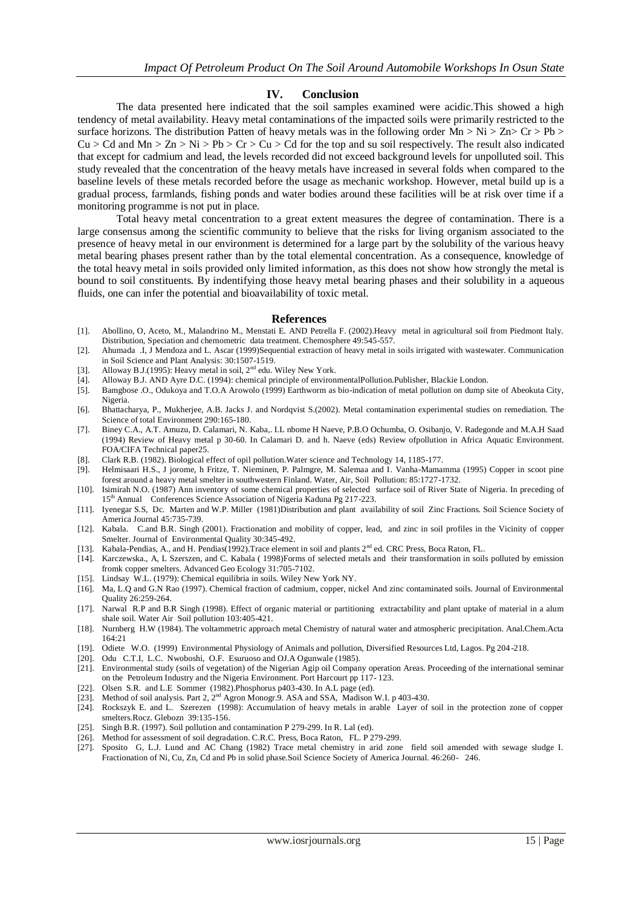## IV. Conclusion

The data presented here indicated that the soil samples examined were acidic.This showed a high tendency of metal availability. Heavy metal contaminations of the impacted soils were primarily restricted to the surface horizons. The distribution Patten of heavy metals was in the following order Mn > Ni > Zn> Cr > Pb > Cu > Cd and Mn > Zn > Ni > Pb > Cr > Cu > Cd for the top and su soil respectively. The result also indicated that except for cadmium and lead, the levels recorded did not exceed background levels for unpolluted soil. This study revealed that the concentration of the heavy metals have increased in several folds when compared to the baseline levels of these metals recorded before the usage as mechanic workshop. However, metal build up is a gradual process, farmlands, fishing ponds and water bodies around these facilities will be at risk over time if a monitoring programme is not put in place.

Total heavy metal concentration to a great extent measures the degree of contamination. There is a large consensus among the scientific community to believe that the risks for living organism associated to the presence of heavy metal in our environment is determined for a large part by the solubility of the various heavy metal bearing phases present rather than by the total elemental concentration. As a consequence, knowledge of the total heavy metal in soils provided only limited information, as this does not show how strongly the metal is bound to soil constituents. By indentifying those heavy metal bearing phases and their solubility in a aqueous fluids, one can infer the potential and bioavailability of toxic metal.

## References

[1]. Abollino, O, Aceto, M., Malandrino M., Menstati E. AND Petrella F. (2002).Heavy metal in agricultural soil from Piedmont Italy. Distribution, Speciation and chemometric data treatment. Chemosphere 49:545-557.

[2]. Ahumada .I, J Mendoza and L. Ascar (1999)Sequential extraction of heavy metal in soils irrigated with wastewater. Communication in Soil Science and Plant Analysis: 30:1507-1519.

[3]. Alloway B.J.(1995): Heavy metal in soil, 2nd edu. Wiley New York.

[4]. Alloway B.J. AND Ayre D.C. (1994): chemical principle of environmentalPollution.Publisher, Blackie London.

[5]. Bamgbose .O., Odukoya and T.O.A Arowolo (1999) Earthworm as bio-indication of metal pollution on dump site of Abeokuta City, Nigeria.

[6]. Bhattacharya, P., Mukherjee, A.B. Jacks J. and Nordqvist S.(2002). Metal contamination experimental studies on remediation. The Science of total Environment 290:165-180.

[7]. Biney C.A., A.T. Amuzu, D. Calamari, N. Kaba,. I.L nbome H Naeve, P.B.O Ochumba, O. Osibanjo, V. Radegonde and M.A.H Saad (1994) Review of Heavy metal p 30-60. In Calamari D. and h. Naeve (eds) Review ofpollution in Africa Aquatic Environment. FOA/CIFA Technical paper25.

[8]. Clark R.B. (1982). Biological effect of opil pollution.Water science and Technology 14, 1185-177.

[9]. Helmisaari H.S., J jorome, h Fritze, T. Nieminen, P. Palmgre, M. Salemaa and I. Vanha-Mamamma (1995) Copper in scoot pine forest around a heavy metal smelter in southwestern Finland. Water, Air, Soil Pollution: 85:1727-1732.

[10]. Isimirah N.O. (1987) Ann inventory of some chemical properties of selected surface soil of River State of Nigeria. In preceding of 15th Annual Conferences Science Association of Nigeria Kaduna Pg 217-223.

[11]. Iyenegar S.S, Dc. Marten and W.P. Miller (1981)Distribution and plant availability of soil Zinc Fractions. Soil Science Society of America Journal 45:735-739.

[12]. Kabala. C.and B.R. Singh (2001). Fractionation and mobility of copper, lead, and zinc in soil profiles in the Vicinity of copper Smelter. Journal of Environmental Quality 30:345-492.

[13]. Kabala-Pendias, A., and H. Pendias(1992).Trace element in soil and plants 2nd ed. CRC Press, Boca Raton, FL.

[14]. Karczewska., A, L Szerszen, and C. Kabala ( 1998)Forms of selected metals and their transformation in soils polluted by emission fromk copper smelters. Advanced Geo Ecology 31:705-7102.

[15]. Lindsay W.L. (1979): Chemical equilibria in soils. Wiley New York NY.

[16]. Ma, L.Q and G.N Rao (1997). Chemical fraction of cadmium, copper, nickel And zinc contaminated soils. Journal of Environmental Quality 26:259-264.

[17]. Narwal R.P and B.R Singh (1998). Effect of organic material or partitioning extractability and plant uptake of material in a alum shale soil. Water Air Soil pollution 103:405-421.

[18]. Nurnberg H.W (1984). The voltammetric approach metal Chemistry of natural water and atmospheric precipitation. Anal.Chem.Acta 164:21

[19]. Odiete W.O. (1999) Environmental Physiology of Animals and pollution, Diversified Resources Ltd, Lagos. Pg 204-218.

[20]. Odu C.T.I, L.C. Nwoboshi, O.F. Esuruoso and OJ.A Ogunwale (1985).

[21]. Environmental study (soils of vegetation) of the Nigerian Agip oil Company operation Areas. Proceeding of the international seminar on the Petroleum Industry and the Nigeria Environment. Port Harcourt pp 117- 123.

[22]. Olsen S.R. and L.E Sommer (1982).Phosphorus p403-430. In A.L page (ed).

[23]. Method of soil analysis. Part 2, 2nd Agron Monogr.9. ASA and SSA, Madison W.I. p 403-430.

[24]. Rockszyk E. and L. Szerezen (1998): Accumulation of heavy metals in arable Layer of soil in the protection zone of copper smelters.Rocz. Glebozn 39:135-156.

[25]. Singh B.R. (1997). Soil pollution and contamination P 279-299. In R. Lal (ed).

[26]. Method for assessment of soil degradation. C.R.C. Press, Boca Raton, FL. P 279-299.

[27]. Sposito G, L.J. Lund and AC Chang (1982) Trace metal chemistry in arid zone field soil amended with sewage sludge I. Fractionation of Ni, Cu, Zn, Cd and Pb in solid phase.Soil Science Society of America Journal. 46:260- 246.